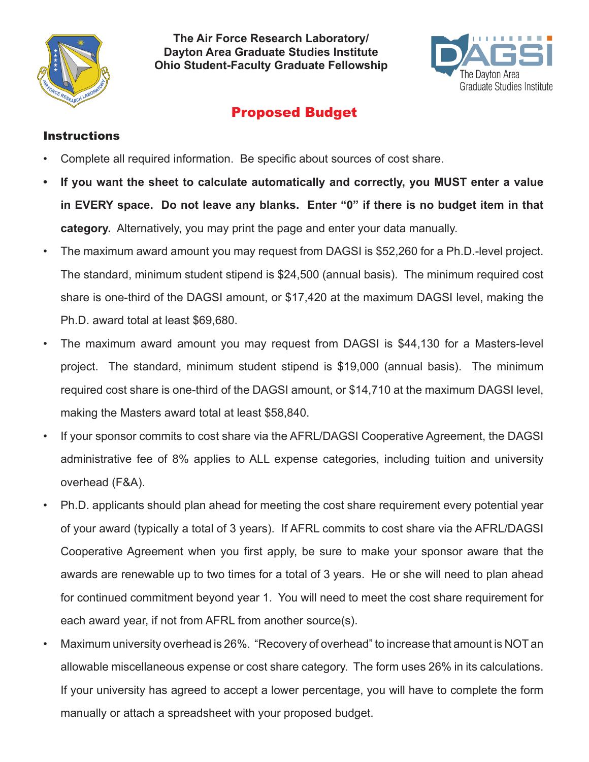**The Air Force Research Laboratory/**
**Dayton Area Graduate Studies Institute**
**Ohio Student-Faculty Graduate Fellowship**

# Proposed Budget

## Instructions

- Complete all required information. Be specific about sources of cost share.
- **If you want the sheet to calculate automatically and correctly, you MUST enter a value in EVERY space. Do not leave any blanks. Enter "0" if there is no budget item in that category.** Alternatively, you may print the page and enter your data manually.
- The maximum award amount you may request from DAGSI is $52,260 for a Ph.D.-level project. The standard, minimum student stipend is $24,500 (annual basis). The minimum required cost share is one-third of the DAGSI amount, or $17,420 at the maximum DAGSI level, making the Ph.D. award total at least $69,680.
- The maximum award amount you may request from DAGSI is $44,130 for a Masters-level project. The standard, minimum student stipend is $19,000 (annual basis). The minimum required cost share is one-third of the DAGSI amount, or $14,710 at the maximum DAGSI level, making the Masters award total at least $58,840.
- If your sponsor commits to cost share via the AFRL/DAGSI Cooperative Agreement, the DAGSI administrative fee of 8% applies to ALL expense categories, including tuition and university overhead (F&A).
- Ph.D. applicants should plan ahead for meeting the cost share requirement every potential year of your award (typically a total of 3 years). If AFRL commits to cost share via the AFRL/DAGSI Cooperative Agreement when you first apply, be sure to make your sponsor aware that the awards are renewable up to two times for a total of 3 years. He or she will need to plan ahead for continued commitment beyond year 1. You will need to meet the cost share requirement for each award year, if not from AFRL from another source(s).
- Maximum university overhead is 26%. "Recovery of overhead" to increase that amount is NOT an allowable miscellaneous expense or cost share category. The form uses 26% in its calculations. If your university has agreed to accept a lower percentage, you will have to complete the form manually or attach a spreadsheet with your proposed budget.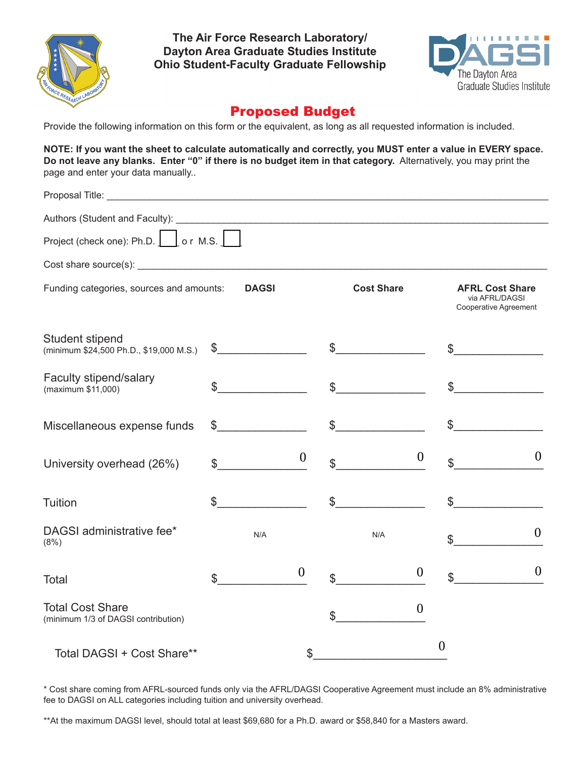# The Air Force Research Laboratory/ Dayton Area Graduate Studies Institute Ohio Student-Faculty Graduate Fellowship

DAGSI
The Dayton Area Graduate Studies Institute

## Proposed Budget

Provide the following information on this form or the equivalent, as long as all requested information is included.

**NOTE: If you want the sheet to calculate automatically and correctly, you MUST enter a value in EVERY space. Do not leave any blanks. Enter "0" if there is no budget item in that category.** Alternatively, you may print the page and enter your data manually..

Proposal Title: ______________________________________________

Authors (Student and Faculty): ______________________________________________

Project (check one): Ph.D. ☐ or M.S. ☐

Cost share source(s): ______________________________________________

| Funding categories, sources and amounts: | DAGSI | Cost Share | AFRL Cost Share via AFRL/DAGSI Cooperative Agreement |
|---|---|---|---|
| Student stipend (minimum $24,500 Ph.D., $19,000 M.S.) | $ | $ | $ |
| Faculty stipend/salary (maximum $11,000) | $ | $ | $ |
| Miscellaneous expense funds | $ | $ | $ |
| University overhead (26%) | $ 0 | $ 0 | $ 0 |
| Tuition | $ | $ | $ |
| DAGSI administrative fee* (8%) | N/A | N/A | $ 0 |
| Total | $ 0 | $ 0 | $ 0 |
| Total Cost Share (minimum 1/3 of DAGSI contribution) | | $ 0 | |
| Total DAGSI + Cost Share** | $ 0 | | |

\* Cost share coming from AFRL-sourced funds only via the AFRL/DAGSI Cooperative Agreement must include an 8% administrative fee to DAGSI on ALL categories including tuition and university overhead.

\*\*At the maximum DAGSI level, should total at least $69,680 for a Ph.D. award or $58,840 for a Masters award.